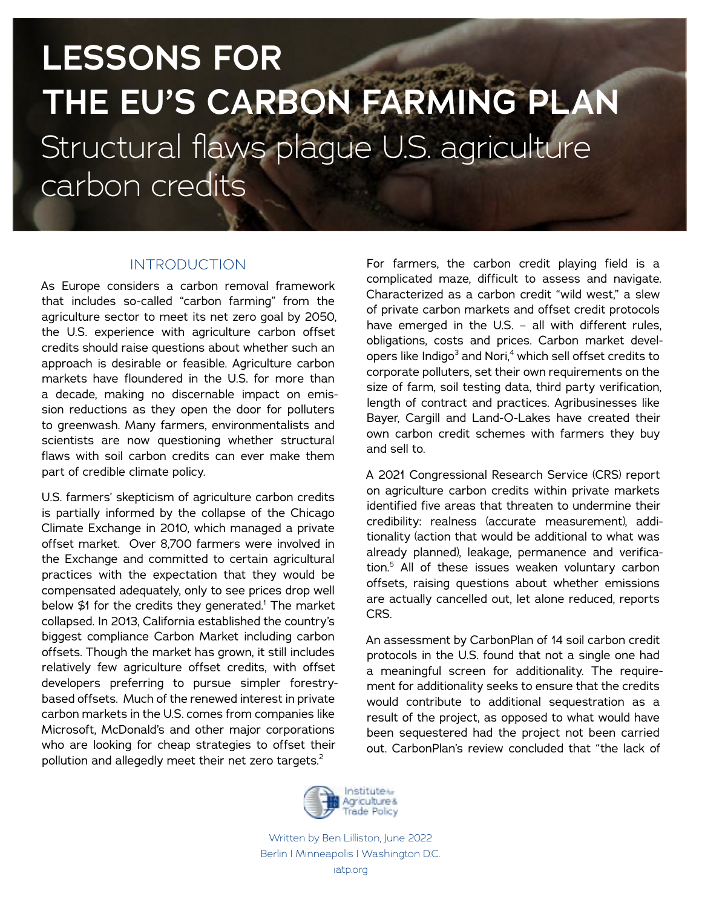# LESSONS FOR THE EU'S CARBON FARMING PLAN

## Structural flaws plague U.S. agriculture carbon credits

## INTRODUCTION

As Europe considers a carbon removal framework that includes so-called "carbon farming" from the agriculture sector to meet its net zero goal by 2050, the U.S. experience with agriculture carbon offset credits should raise questions about whether such an approach is desirable or feasible. Agriculture carbon markets have floundered in the U.S. for more than a decade, making no discernable impact on emission reductions as they open the door for polluters to greenwash. Many farmers, environmentalists and scientists are now questioning whether structural flaws with soil carbon credits can ever make them part of credible climate policy.

U.S. farmers' skepticism of agriculture carbon credits is partially informed by the collapse of the Chicago Climate Exchange in 2010, which managed a private offset market. Over 8,700 farmers were involved in the Exchange and committed to certain agricultural practices with the expectation that they would be compensated adequately, only to see prices drop well below $1 for the credits they generated.[1] The market collapsed. In 2013, California established the country's biggest compliance Carbon Market including carbon offsets. Though the market has grown, it still includes relatively few agriculture offset credits, with offset developers preferring to pursue simpler forestry-based offsets. Much of the renewed interest in private carbon markets in the U.S. comes from companies like Microsoft, McDonald's and other major corporations who are looking for cheap strategies to offset their pollution and allegedly meet their net zero targets.[2]

For farmers, the carbon credit playing field is a complicated maze, difficult to assess and navigate. Characterized as a carbon credit "wild west," a slew of private carbon markets and offset credit protocols have emerged in the U.S. – all with different rules, obligations, costs and prices. Carbon market developers like Indigo[3] and Nori,[4] which sell offset credits to corporate polluters, set their own requirements on the size of farm, soil testing data, third party verification, length of contract and practices. Agribusinesses like Bayer, Cargill and Land-O-Lakes have created their own carbon credit schemes with farmers they buy and sell to.

A 2021 Congressional Research Service (CRS) report on agriculture carbon credits within private markets identified five areas that threaten to undermine their credibility: realness (accurate measurement), additionality (action that would be additional to what was already planned), leakage, permanence and verification.[5] All of these issues weaken voluntary carbon offsets, raising questions about whether emissions are actually cancelled out, let alone reduced, reports CRS.

An assessment by CarbonPlan of 14 soil carbon credit protocols in the U.S. found that not a single one had a meaningful screen for additionality. The requirement for additionality seeks to ensure that the credits would contribute to additional sequestration as a result of the project, as opposed to what would have been sequestered had the project not been carried out. CarbonPlan's review concluded that "the lack of

Institute for Agriculture & Trade Policy

Written by Ben Lilliston, June 2022
Berlin | Minneapolis | Washington D.C.
iatp.org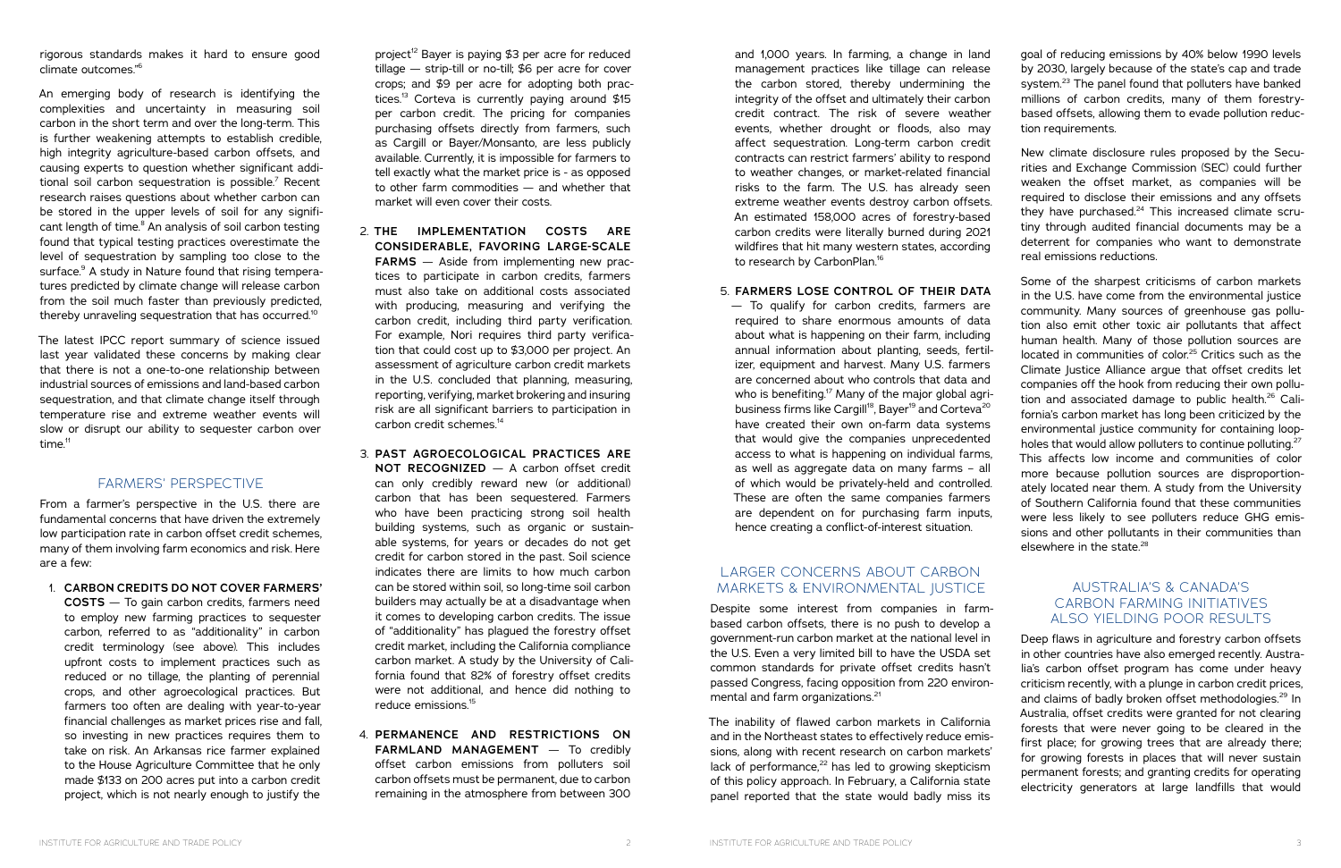rigorous standards makes it hard to ensure good climate outcomes."[6]

An emerging body of research is identifying the complexities and uncertainty in measuring soil carbon in the short term and over the long-term. This is further weakening attempts to establish credible, high integrity agriculture-based carbon offsets, and causing experts to question whether significant additional soil carbon sequestration is possible.[7] Recent research raises questions about whether carbon can be stored in the upper levels of soil for any significant length of time.[8] An analysis of soil carbon testing found that typical testing practices overestimate the level of sequestration by sampling too close to the surface.[9] A study in Nature found that rising temperatures predicted by climate change will release carbon from the soil much faster than previously predicted, thereby unraveling sequestration that has occurred.[10]

The latest IPCC report summary of science issued last year validated these concerns by making clear that there is not a one-to-one relationship between industrial sources of emissions and land-based carbon sequestration, and that climate change itself through temperature rise and extreme weather events will slow or disrupt our ability to sequester carbon over time.[11]

## FARMERS' PERSPECTIVE

From a farmer's perspective in the U.S. there are fundamental concerns that have driven the extremely low participation rate in carbon offset credit schemes, many of them involving farm economics and risk. Here are a few:

1. **CARBON CREDITS DO NOT COVER FARMERS' COSTS** — To gain carbon credits, farmers need to employ new farming practices to sequester carbon, referred to as "additionality" in carbon credit terminology (see above). This includes upfront costs to implement practices such as reduced or no tillage, the planting of perennial crops, and other agroecological practices. But farmers too often are dealing with year-to-year financial challenges as market prices rise and fall, so investing in new practices requires them to take on risk. An Arkansas rice farmer explained to the House Agriculture Committee that he only made $133 on 200 acres put into a carbon credit project, which is not nearly enough to justify the project[12] Bayer is paying $3 per acre for reduced tillage — strip-till or no-till; $6 per acre for cover crops; and $9 per acre for adopting both practices.[13] Corteva is currently paying around $15 per carbon credit. The pricing for companies purchasing offsets directly from farmers, such as Cargill or Bayer/Monsanto, are less publicly available. Currently, it is impossible for farmers to tell exactly what the market price is - as opposed to other farm commodities — and whether that market will even cover their costs.

2. **THE IMPLEMENTATION COSTS ARE CONSIDERABLE, FAVORING LARGE-SCALE FARMS** — Aside from implementing new practices to participate in carbon credits, farmers must also take on additional costs associated with producing, measuring and verifying the carbon credit, including third party verification. For example, Nori requires third party verification that could cost up to $3,000 per project. An assessment of agriculture carbon credit markets in the U.S. concluded that planning, measuring, reporting, verifying, market brokering and insuring risk are all significant barriers to participation in carbon credit schemes.[14]

3. **PAST AGROECOLOGICAL PRACTICES ARE NOT RECOGNIZED** — A carbon offset credit can only credibly reward new (or additional) carbon that has been sequestered. Farmers who have been practicing strong soil health building systems, such as organic or sustainable systems, for years or decades do not get credit for carbon stored in the past. Soil science indicates there are limits to how much carbon can be stored within soil, so long-time soil carbon builders may actually be at a disadvantage when it comes to developing carbon credits. The issue of "additionality" has plagued the forestry offset credit market, including the California compliance carbon market. A study by the University of California found that 82% of forestry offset credits were not additional, and hence did nothing to reduce emissions.[15]

4. **PERMANENCE AND RESTRICTIONS ON FARMLAND MANAGEMENT** — To credibly offset carbon emissions from polluters soil carbon offsets must be permanent, due to carbon remaining in the atmosphere from between 300 and 1,000 years. In farming, a change in land management practices like tillage can release the carbon stored, thereby undermining the integrity of the offset and ultimately their carbon credit contract. The risk of severe weather events, whether drought or floods, also may affect sequestration. Long-term carbon credit contracts can restrict farmers' ability to respond to weather changes, or market-related financial risks to the farm. The U.S. has already seen extreme weather events destroy carbon offsets. An estimated 158,000 acres of forestry-based carbon credits were literally burned during 2021 wildfires that hit many western states, according to research by CarbonPlan.[16]

5. **FARMERS LOSE CONTROL OF THEIR DATA** — To qualify for carbon credits, farmers are required to share enormous amounts of data about what is happening on their farm, including annual information about planting, seeds, fertilizer, equipment and harvest. Many U.S. farmers are concerned about who controls that data and who is benefiting.[17] Many of the major global agribusiness firms like Cargill[18], Bayer[19] and Corteva[20] have created their own on-farm data systems that would give the companies unprecedented access to what is happening on individual farms, as well as aggregate data on many farms – all of which would be privately-held and controlled. These are often the same companies farmers are dependent on for purchasing farm inputs, hence creating a conflict-of-interest situation.

## LARGER CONCERNS ABOUT CARBON MARKETS & ENVIRONMENTAL JUSTICE

Despite some interest from companies in farm-based carbon offsets, there is no push to develop a government-run carbon market at the national level in the U.S. Even a very limited bill to have the USDA set common standards for private offset credits hasn't passed Congress, facing opposition from 220 environmental and farm organizations.[21]

The inability of flawed carbon markets in California and in the Northeast states to effectively reduce emissions, along with recent research on carbon markets' lack of performance,[22] has led to growing skepticism of this policy approach. In February, a California state panel reported that the state would badly miss its goal of reducing emissions by 40% below 1990 levels by 2030, largely because of the state's cap and trade system.[23] The panel found that polluters have banked millions of carbon credits, many of them forestry-based offsets, allowing them to evade pollution reduction requirements.

New climate disclosure rules proposed by the Securities and Exchange Commission (SEC) could further weaken the offset market, as companies will be required to disclose their emissions and any offsets they have purchased.[24] This increased climate scrutiny through audited financial documents may be a deterrent for companies who want to demonstrate real emissions reductions.

Some of the sharpest criticisms of carbon markets in the U.S. have come from the environmental justice community. Many sources of greenhouse gas pollution also emit other toxic air pollutants that affect human health. Many of those pollution sources are located in communities of color.[25] Critics such as the Climate Justice Alliance argue that offset credits let companies off the hook from reducing their own pollution and associated damage to public health.[26] California's carbon market has long been criticized by the environmental justice community for containing loopholes that would allow polluters to continue polluting.[27] This affects low income and communities of color more because pollution sources are disproportionately located near them. A study from the University of Southern California found that these communities were less likely to see polluters reduce GHG emissions and other pollutants in their communities than elsewhere in the state.[28]

## AUSTRALIA'S & CANADA'S CARBON FARMING INITIATIVES ALSO YIELDING POOR RESULTS

Deep flaws in agriculture and forestry carbon offsets in other countries have also emerged recently. Australia's carbon offset program has come under heavy criticism recently, with a plunge in carbon credit prices, and claims of badly broken offset methodologies.[29] In Australia, offset credits were granted for not clearing forests that were never going to be cleared in the first place; for growing trees that are already there; for growing forests in places that will never sustain permanent forests; and granting credits for operating electricity generators at large landfills that would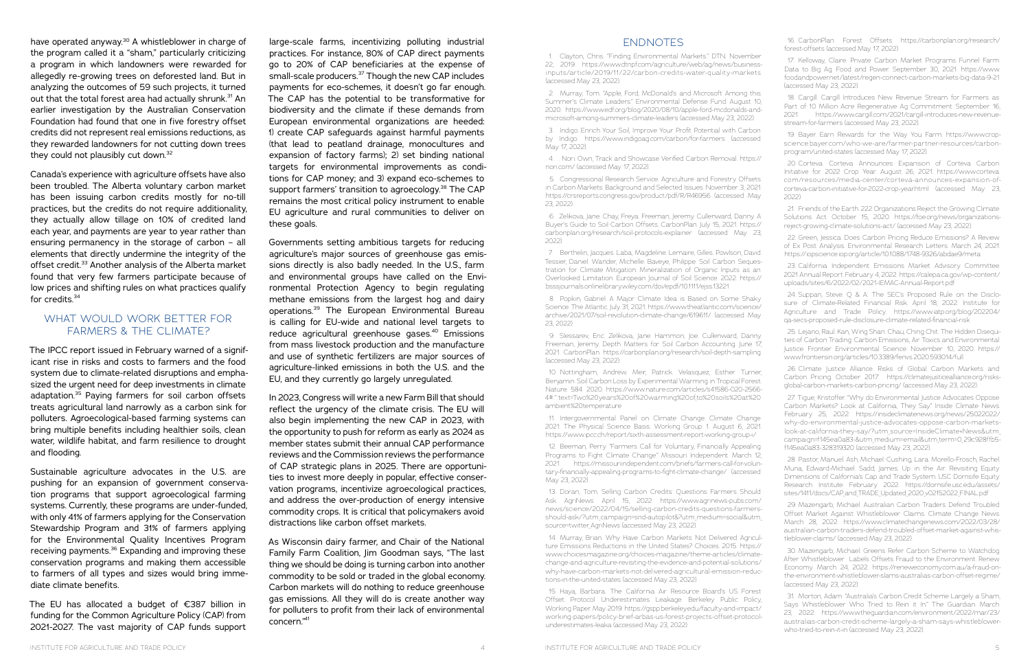have operated anyway.[30] A whistleblower in charge of the program called it a "sham," particularly criticizing a program in which landowners were rewarded for allegedly re-growing trees on deforested land. But in analyzing the outcomes of 59 such projects, it turned out that the total forest area had actually shrunk.[31] An earlier investigation by the Australian Conservation Foundation had found that one in five forestry offset credits did not represent real emissions reductions, as they rewarded landowners for not cutting down trees they could not plausibly cut down.[32]

Canada's experience with agriculture offsets have also been troubled. The Alberta voluntary carbon market has been issuing carbon credits mostly for no-till practices, but the credits do not require additionality, they actually allow tillage on 10% of credited land each year, and payments are year to year rather than ensuring permanency in the storage of carbon – all elements that directly undermine the integrity of the offset credit.[33] Another analysis of the Alberta market found that very few farmers participate because of low prices and shifting rules on what practices qualify for credits.[34]

## WHAT WOULD WORK BETTER FOR FARMERS & THE CLIMATE?

The IPCC report issued in February warned of a significant rise in risks and costs to farmers and the food system due to climate-related disruptions and emphasized the urgent need for deep investments in climate adaptation.[35] Paying farmers for soil carbon offsets treats agricultural land narrowly as a carbon sink for polluters. Agroecological-based farming systems can bring multiple benefits including healthier soils, clean water, wildlife habitat, and farm resilience to drought and flooding.

Sustainable agriculture advocates in the U.S. are pushing for an expansion of government conservation programs that support agroecological farming systems. Currently, these programs are under-funded, with only 41% of farmers applying for the Conservation Stewardship Program and 31% of farmers applying for the Environmental Quality Incentives Program receiving payments.[36] Expanding and improving these conservation programs and making them accessible to farmers of all types and sizes would bring immediate climate benefits.

The EU has allocated a budget of €387 billion in funding for the Common Agriculture Policy (CAP) from 2021-2027. The vast majority of CAP funds support large-scale farms, incentivizing polluting industrial practices. For instance, 80% of CAP direct payments go to 20% of CAP beneficiaries at the expense of small-scale producers.[37] Though the new CAP includes payments for eco-schemes, it doesn't go far enough. The CAP has the potential to be transformative for biodiversity and the climate if these demands from European environmental organizations are heeded: 1) create CAP safeguards against harmful payments (that lead to peatland drainage, monocultures and expansion of factory farms); 2) set binding national targets for environmental improvements as conditions for CAP money; and 3) expand eco-schemes to support farmers' transition to agroecology.[38] The CAP remains the most critical policy instrument to enable EU agriculture and rural communities to deliver on these goals.

Governments setting ambitious targets for reducing agriculture's major sources of greenhouse gas emissions directly is also badly needed. In the U.S., farm and environmental groups have called on the Environmental Protection Agency to begin regulating methane emissions from the largest hog and dairy operations.[39] The European Environmental Bureau is calling for EU-wide and national level targets to reduce agricultural greenhouse gases.[40] Emissions from mass livestock production and the manufacture and use of synthetic fertilizers are major sources of agriculture-linked emissions in both the U.S. and the EU, and they currently go largely unregulated.

In 2023, Congress will write a new Farm Bill that should reflect the urgency of the climate crisis. The EU will also begin implementing the new CAP in 2023, with the opportunity to push for reform as early as 2024 as member states submit their annual CAP performance reviews and the Commission reviews the performance of CAP strategic plans in 2025. There are opportunities to invest more deeply in popular, effective conservation programs, incentivize agroecological practices, and address the over-production of energy intensive commodity crops. It is critical that policymakers avoid distractions like carbon offset markets.

As Wisconsin dairy farmer, and Chair of the National Family Farm Coalition, Jim Goodman says, "The last thing we should be doing is turning carbon into another commodity to be sold or traded in the global economy. Carbon markets will do nothing to reduce greenhouse gas emissions. All they will do is create another way for polluters to profit from their lack of environmental concern."[41]

## ENDNOTES

1. Clayton, Chris. "Finding Environmental Markets." DTN. November 22, 2019. https://www.dtnpf.com/agriculture/web/ag/news/business-inputs/article/2019/11/22/carbon-credits-water-quality-markets (accessed May 23, 2022)

2. Murray, Tom. "Apple, Ford, McDonald's and Microsoft Among this Summer's Climate Leaders." Environmental Defense Fund. August 10, 2020. https://www.edf.org/blog/2020/08/10/apple-ford-mcdonalds-and-microsoft-among-summers-climate-leaders (accessed May 23, 2022)

3. Indigo. Enrich Your Soil, Improve Your Profit Potential with Carbon by Indigo. https://www.indigoag.com/carbon/for-farmers (accessed May 17, 2022).

4. Nori. Own, Track and Showcase Verified Carbon Removal. https://nori.com/ (accessed May 17, 2022)

5. Congressional Research Service. Agriculture and Forestry Offsets in Carbon Markets: Background and Selected Issues. November 3, 2021. https://crsreports.congress.gov/product/pdf/R/R46956 (accessed May 23, 2022)

6. Zelikova, Jane. Chay, Freya. Freeman, Jeremy. Cullenward, Danny. A Buyer's Guide to Soil Carbon Offsets. CarbonPlan. July 15, 2021. https://carbonplan.org/research/soil-protocols-explainer (accessed May 23, 2022)

7. Berthelin, Jacques. Laba, Magdeline. Lemaire, Gilles. Powlson, David. Tessier, Daniel. Wander, Michelle. Baveye, Philippe. Soil Carbon Sequestration for Climate Mitigation: Mineralization of Organic Inputs as an Overlooked Limitation. European Journal of Soil Science. 2022. https://bsssjournals.onlinelibrary.wiley.com/doi/epdf/10.1111/ejss.13221

8. Popkin, Gabriel. A Major Climate Idea is Based on Some Shaky Science. The Atlantic. July 31, 2021. https://www.theatlantic.com/science/archive/2021/07/soil-revolution-climate-change/619611/ (accessed May 23, 2022)

9. Slessarev, Eric. Zelikova, Jane. Hammon, Joe. Cullenward, Danny. Freeman, Jeremy. Depth Matters for Soil Carbon Accounting. June 17, 2021. CarbonPlan. https://carbonplan.org/research/soil-depth-sampling (accessed May 23, 2022)

10. Nottingham, Andrew. Meir, Patrick. Velasquez, Esther. Turner, Benjamin. Soil Carbon Loss by Experimental Warming in Tropical Forest. Nature. 584. 2020. https://www.nature.com/articles/s41586-020-2566-4#:~:text=Two%20years%20of%20warming%20of,to%20soils%20at%20ambient%20temperature

11. Intergovernmental Panel on Climate Change. Climate Change 2021: The Physical Science Basis. Working Group 1. August 6, 2021. https://www.ipcc.ch/report/sixth-assessment-report-working-group-i/

12. Beeman, Perry. "Farmers Call for Voluntary, Financially Appealing Programs to Fight Climate Change" Missouri Independent. March 12, 2021. https://missouriindependent.com/briefs/farmers-call-for-voluntary-financially-appealing-programs-to-fight-climate-change/ (accessed May 23, 2022)

13. Doran, Tom. Selling Carbon Credits: Questions Farmers Should Ask. AgriNews. April 15, 2022. https://www.agrinews-pubs.com/news/science/2022/04/15/selling-carbon-credits-questions-farmers-should-ask/?utm_campaign=snd-autopilot&utm_medium=social&utm_source=twitter_AgriNews (accessed May 23, 2022)

14. Murray, Brian. Why Have Carbon Markets Not Delivered Agriculture Emissions Reductions in the United States? Choices. 2015. https://www.choicesmagazine.org/choices-magazine/theme-articles/climate-change-and-agriculture-revisiting-the-evidence-and-potential-solutions/why-have-carbon-markets-not-delivered-agricultural-emission-reductions-in-the-united-states (accessed May 23, 2022)

15. Haya, Barbara. The California Air Resource Board's US Forest Offset Protocol Underestimates Leakage. Berkeley Public Policy, Working Paper. May 2019. https://gspp.berkeley.edu/faculty-and-impact/working-papers/policy-brief-arbas-us-forest-projects-offset-protocol-underestimates-leaka (accessed May 23, 2022)

16. CarbonPlan. Forest Offsets. https://carbonplan.org/research/forest-offsets (accessed May 17, 2022).

17. Kelloway, Claire. Private Carbon Market Programs Funnel Farm Data to Big Ag. Food and Power. September 30, 2021. https://www.foodandpower.net/latest/regen-connect-carbon-markets-big-data-9-21 (accessed May 23, 2022)

18. Cargill. Cargill Introduces New Revenue Stream for Farmers as Part of 10 Million Acre Regenerative Ag Commitment. September 16, 2021. https://www.cargill.com/2021/cargill-introduces-new-revenue-stream-for-farmers (accessed May 23, 2022)

19. Bayer. Earn Rewards for the Way You Farm. https://www.cropscience.bayer.com/who-we-are/farmer-partner-resources/carbon-program/united-states (accessed May 17, 2022)

20. Corteva. Corteva Announces Expansion of Corteva Carbon Initiative for 2022 Crop Year. August 26, 2021. https://www.corteva.com/resources/media-center/corteva-announces-expansion-of-corteva-carbon-initiative-for-2022-crop-year.html (accessed May 23, 2022)

21. Friends of the Earth. 222 Organizations Reject the Growing Climate Solutions Act. October 15, 2020. https://foe.org/news/organizations-reject-growing-climate-solutions-act/ (accessed May 23, 2022).

22. Green, Jessica. Does Carbon Pricing Reduce Emissions? A Review of Ex Post Analysis. Environmental Research Letters. March 24, 2021. https://iopscience.iop.org/article/10.1088/1748-9326/abdae9/meta

23. California Independent Emissions Market Advisory Committee. 2021 Annual Report. February 4, 2022. https://calepa.ca.gov/wp-content/uploads/sites/6/2022/02/2021-IEMAC-Annual-Report.pdf

24. Suppan, Steve. Q & A: The SEC's Proposed Rule on the Disclosure of Climate-Related Financial Risk. April 18, 2022. Institute for Agriculture and Trade Policy. https://www.iatp.org/blog/202204/qa-secs-proposed-rule-disclosure-climate-related-financial-risk

25. Lejano, Raul. Kan, Wing Shan. Chau, Ching Chit. The Hidden Disequities of Carbon Trading: Carbon Emissions, Air Toxics and Environmental Justice. Frontier Environmental Science. November 10, 2020. https://www.frontiersin.org/articles/10.3389/fenvs.2020.593014/full

26. Climate Justice Alliance. Risks of Global Carbon Markets and Carbon Pricing. October 2017. https://climatejusticealliance.org/risks-global-carbon-markets-carbon-pricing/ (accessed May 23, 2022)

27. Tigue, Kristoffer. "Why do Environmental Justice Advocates Oppose Carbon Markets? Look at California, They Say." Inside Climate News. February 25, 2022. https://insideclimatenews.org/news/25022022/why-do-environmental-justice-advocates-oppose-carbon-markets-look-at-california-they-say/?utm_source=InsideClimate+News&utm_campaign=f145ea0a83-&utm_medium=email&utm_term=0_29c928ffb5-f145ea0a83-328319320 (accessed May 23, 2022)

28. Pastor, Manuel. Ash, Michael. Cushing, Lara. Morello-Frosch, Rachel. Muna, Edward-Michael. Sadd, James. Up in the Air: Revisiting Equity Dimensions of California's Cap and Trade System. USC Dornsife Equity Research Institute. February 2022. https://dornsife.usc.edu/assets/sites/1411/docs/CAP_and_TRADE_Updated_2020_v02152022_FINAL.pdf

29. Mazengarb, Michael. Australian Carbon Traders Defend Troubled Offset Market Against Whistleblower Claims. Climate Change News. March 28, 2022. https://www.climatechangenews.com/2022/03/28/australian-carbon-traders-defend-troubled-offset-market-against-whistleblower-claims/ (accessed May 23, 2022)

30. Mazengarb, Michael. Greens Refer Carbon Scheme to Watchdog After Whistleblower Labels Offsets Fraud to the Environment. Renew Economy. March 24, 2022. https://reneweconomy.com.au/a-fraud-on-the-environment-whistleblower-slams-australias-carbon-offset-regime/ (accessed May 23, 2022)

31. Morton, Adam. "Australia's Carbon Credit Scheme Largely a Sham, Says Whistleblower Who Tried to Rein it In" The Guardian. March 23, 2022. https://www.theguardian.com/environment/2022/mar/23/australias-carbon-credit-scheme-largely-a-sham-says-whistleblower-who-tried-to-rein-it-in (accessed May 23, 2022)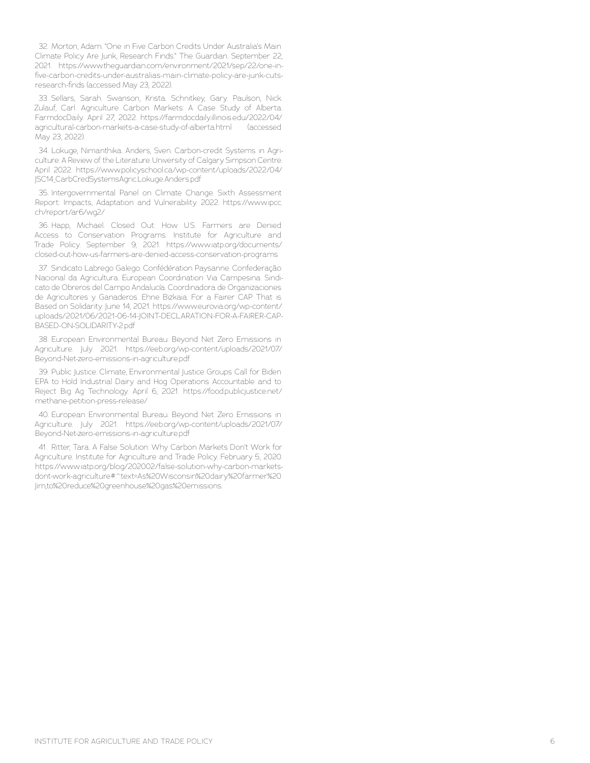32. Morton, Adam. "One in Five Carbon Credits Under Australia's Main Climate Policy Are Junk, Research Finds." The Guardian. September 22, 2021. https://www.theguardian.com/environment/2021/sep/22/one-in-five-carbon-credits-under-australias-main-climate-policy-are-junk-cuts-research-finds (accessed May 23, 2022).

33. Sellars, Sarah. Swanson, Krista. Schnitkey, Gary. Paulson, Nick. Zulauf, Carl. Agriculture Carbon Markets: A Case Study of Alberta. FarmdocDaily. April 27, 2022. https://farmdocdaily.illinois.edu/2022/04/agricultural-carbon-markets-a-case-study-of-alberta.html (accessed May 23, 2022).

34. Lokuge, Nimanthika. Anders, Sven. Carbon-credit Systems in Agriculture: A Review of the Literature. University of Calgary Simpson Centre. April 2022. https://www.policyschool.ca/wp-content/uploads/2022/04/JSC14_CarbCredSystemsAgric.Lokuge.Anders.pdf

35. Intergovernmental Panel on Climate Change. Sixth Assessment Report: Impacts, Adaptation and Vulnerability. 2022. https://www.ipcc.ch/report/ar6/wg2/

36. Happ, Michael. Closed Out: How U.S. Farmers are Denied Access to Conservation Programs. Institute for Agriculture and Trade Policy. September 9, 2021. https://www.iatp.org/documents/closed-out-how-us-farmers-are-denied-access-conservation-programs

37. Sindicato Labrego Galego. Confédération Paysanne. Confederação Nacional da Agricultura. European Coordination Via Campesina. Sindicato de Obreros del Campo Andalucía. Coordinadora de Organizaciones de Agricultores y Ganaderos. Ehne Bizkaia. For a Fairer CAP That is Based on Solidarity. June 14, 2021. https://www.eurovia.org/wp-content/uploads/2021/06/2021-06-14-JOINT-DECLARATION-FOR-A-FAIRER-CAP-BASED-ON-SOLIDARITY-2.pdf

38. European Environmental Bureau. Beyond Net Zero Emissions in Agriculture. July 2021. https://eeb.org/wp-content/uploads/2021/07/Beyond-Net-zero-emissions-in-agriculture.pdf

39. Public Justice. Climate, Environmental Justice Groups Call for Biden EPA to Hold Industrial Dairy and Hog Operations Accountable and to Reject Big Ag Technology. April 6, 2021. https://food.publicjustice.net/methane-petition-press-release/

40. European Environmental Bureau. Beyond Net Zero Emissions in Agriculture. July 2021. https://eeb.org/wp-content/uploads/2021/07/Beyond-Net-zero-emissions-in-agriculture.pdf

41. Ritter, Tara. A False Solution: Why Carbon Markets Don't Work for Agriculture. Institute for Agriculture and Trade Policy. February 5, 2020. https://www.iatp.org/blog/202002/false-solution-why-carbon-markets-dont-work-agriculture#:~:text=As%20Wisconsin%20dairy%20farmer%20Jim,to%20reduce%20greenhouse%20gas%20emissions.